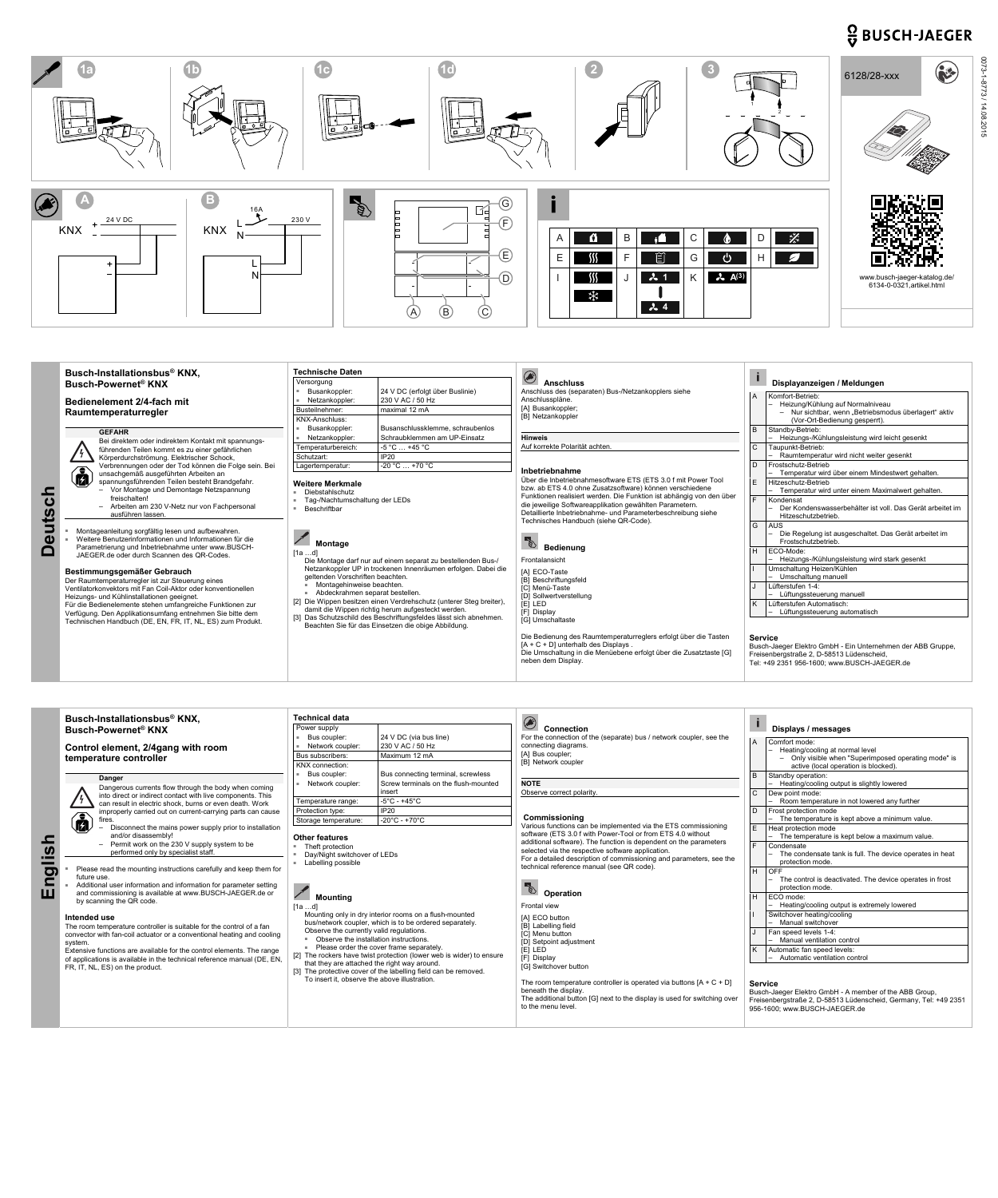BUSCH-JAEGER

1a 1b 1c 1d 2 3

6128/28-xxx

0073-1-8773 / 14.08.2015

A

KNX + 24 V DC –

B

KNX L 16A 230 V N

G F E D A B C

| A | | B | | C | | D | |
|---|---|---|---|---|---|---|---|
| E | | F | | G | | H | |
| I | | J | 1 / 4 | K | A(3) | | |

www.busch-jaeger-katalog.de/6134-0-0321,artikel.html

# Deutsch

## Busch-Installationsbus® KNX, Busch-Powernet® KNX

## Bedienelement 2/4-fach mit Raumtemperaturregler

**GEFAHR**

Bei direktem oder indirektem Kontakt mit spannungsführenden Teilen kommt es zu einer gefährlichen Körperdurchströmung. Elektrischer Schock, Verbrennungen oder der Tod können die Folge sein. Bei unsachgemäß ausgeführten Arbeiten an spannungsführenden Teilen besteht Brandgefahr.
- Vor Montage und Demontage Netzspannung freischalten!
- Arbeiten am 230 V-Netz nur von Fachpersonal ausführen lassen.

- Montageanleitung sorgfältig lesen und aufbewahren.
- Weitere Benutzerinformationen und Informationen für die Parametrierung und Inbetriebnahme unter www.BUSCH-JAEGER.de oder durch Scannen des QR-Codes.

**Bestimmungsgemäßer Gebrauch**

Der Raumtemperaturregler ist zur Steuerung eines Ventilatorkonvektors mit Fan Coil-Aktor oder konventionellen Heizungs- und Kühlinstallationen geeignet.
Für die Bedienelemente stehen umfangreiche Funktionen zur Verfügung. Den Applikationsumfang entnehmen Sie bitte dem Technischen Handbuch (DE, EN, FR, IT, NL, ES) zum Produkt.

### Technische Daten

| Versorgung | |
|---|---|
| ▪ Busankoppler: | 24 V DC (erfolgt über Buslinie) |
| ▪ Netzankoppler: | 230 V AC / 50 Hz |
| Busteilnehmer: | maximal 12 mA |
| KNX-Anschluss: | |
| ▪ Busankoppler: | Busanschlussklemme, schraubenlos |
| ▪ Netzankoppler: | Schraubklemmen am UP-Einsatz |
| Temperaturbereich: | -5 °C … +45 °C |
| Schutzart: | IP20 |
| Lagertemperatur: | -20 °C … +70 °C |

**Weitere Merkmale**
- Diebstahlschutz
- Tag-/Nachtumschaltung der LEDs
- Beschriftbar

### Montage

[1a …d]
Die Montage darf nur auf einem separat zu bestellenden Bus-/Netzankoppler UP in trockenen Innenräumen erfolgen. Dabei die geltenden Vorschriften beachten.
- Montagehinweise beachten.
- Abdeckrahmen separat bestellen.

[2] Die Wippen besitzen einen Verdrehschutz (unterer Steg breiter), damit die Wippen richtig herum aufgesteckt werden.
[3] Das Schutzschild des Beschriftungsfeldes lässt sich abnehmen. Beachten Sie für das Einsetzen die obige Abbildung.

### Anschluss

Anschluss des (separaten) Bus-/Netzankopplers siehe Anschlusspläne.
[A] Busankoppler;
[B] Netzankoppler

**Hinweis**
Auf korrekte Polarität achten.

**Inbetriebnahme**
Über die Inbetriebnahmesoftware ETS (ETS 3.0 f mit Power Tool bzw. ab ETS 4.0 ohne Zusatzsoftware) können verschiedene Funktionen realisiert werden. Die Funktion ist abhängig von den über die jeweilige Softwareapplikation gewählten Parametern. Detaillierte Inbetriebnahme- und Parameterbeschreibung siehe Technisches Handbuch (siehe QR-Code).

### Bedienung

Frontalansicht

[A] ECO-Taste
[B] Beschriftungsfeld
[C] Menü-Taste
[D] Sollwertverstellung
[E] LED
[F] Display
[G] Umschalttaste

Die Bedienung des Raumtemperaturreglers erfolgt über die Tasten [A + C + D] unterhalb des Displays .
Die Umschaltung in die Menüebene erfolgt über die Zusatztaste [G] neben dem Display.

### Displayanzeigen / Meldungen

| | |
|---|---|
| A | Komfort-Betrieb:<br>– Heizung/Kühlung auf Normalniveau<br>– Nur sichtbar, wenn „Betriebsmodus überlagert“ aktiv (Vor-Ort-Bedienung gesperrt). |
| B | Standby-Betrieb:<br>– Heizungs-/Kühlungsleistung wird leicht gesenkt |
| C | Taupunkt-Betrieb:<br>– Raumtemperatur wird nicht weiter gesenkt |
| D | Frostschutz-Betrieb<br>– Temperatur wird über einem Mindestwert gehalten. |
| E | Hitzeschutz-Betrieb<br>– Temperatur wird unter einem Maximalwert gehalten. |
| F | Kondensat<br>– Der Kondenswasserbehälter ist voll. Das Gerät arbeitet im Hitzeschutzbetrieb. |
| G | AUS<br>– Die Regelung ist ausgeschaltet. Das Gerät arbeitet im Frostschutzbetrieb. |
| H | ECO-Mode:<br>– Heizungs-/Kühlungsleistung wird stark gesenkt |
| I | Umschaltung Heizen/Kühlen<br>– Umschaltung manuell |
| J | Lüfterstufen 1-4:<br>– Lüftungssteuerung manuell |
| K | Lüfterstufen Automatisch:<br>– Lüftungssteuerung automatisch |

**Service**
Busch-Jaeger Elektro GmbH - Ein Unternehmen der ABB Gruppe, Freisenbergstraße 2, D-58513 Lüdenscheid,
Tel: +49 2351 956-1600; www.BUSCH-JAEGER.de

# English

## Busch-Installationsbus® KNX, Busch-Powernet® KNX

## Control element, 2/4gang with room temperature controller

**Danger**

Dangerous currents flow through the body when coming into direct or indirect contact with live components. This can result in electric shock, burns or even death. Work improperly carried out on current-carrying parts can cause fires.
- Disconnect the mains power supply prior to installation and/or disassembly!
- Permit work on the 230 V supply system to be performed only by specialist staff.

- Please read the mounting instructions carefully and keep them for future use.
- Additional user information and information for parameter setting and commissioning is available at www.BUSCH-JAEGER.de or by scanning the QR code.

**Intended use**

The room temperature controller is suitable for the control of a fan convector with fan-coil actuator or a conventional heating and cooling system.
Extensive functions are available for the control elements. The range of applications is available in the technical reference manual (DE, EN, FR, IT, NL, ES) on the product.

### Technical data

| Power supply | |
|---|---|
| ▪ Bus coupler: | 24 V DC (via bus line) |
| ▪ Network coupler: | 230 V AC / 50 Hz |
| Bus subscribers: | Maximum 12 mA |
| KNX connection: | |
| ▪ Bus coupler: | Bus connecting terminal, screwless |
| ▪ Network coupler: | Screw terminals on the flush-mounted insert |
| Temperature range: | -5°C - +45°C |
| Protection type: | IP20 |
| Storage temperature: | -20°C - +70°C |

**Other features**
- Theft protection
- Day/Night switchover of LEDs
- Labelling possible

### Mounting

[1a …d]
Mounting only in dry interior rooms on a flush-mounted bus/network coupler, which is to be ordered separately. Observe the currently valid regulations.
- Observe the installation instructions.
- Please order the cover frame separately.

[2] The rockers have twist protection (lower web is wider) to ensure that they are attached the right way around.
[3] The protective cover of the labelling field can be removed. To insert it, observe the above illustration.

### Connection

For the connection of the (separate) bus / network coupler, see the connecting diagrams.
[A] Bus coupler;
[B] Network coupler

**NOTE**
Observe correct polarity.

**Commissioning**
Various functions can be implemented via the ETS commissioning software (ETS 3.0 f with Power-Tool or from ETS 4.0 without additional software). The function is dependent on the parameters selected via the respective software application.
For a detailed description of commissioning and parameters, see the technical reference manual (see QR code).

### Operation

Frontal view

[A] ECO button
[B] Labelling field
[C] Menu button
[D] Setpoint adjustment
[E] LED
[F] Display
[G] Switchover button

The room temperature controller is operated via buttons [A + C + D] beneath the display.
The additional button [G] next to the display is used for switching over to the menu level.

### Displays / messages

| | |
|---|---|
| A | Comfort mode:<br>– Heating/cooling at normal level<br>– Only visible when "Superimposed operating mode" is active (local operation is blocked). |
| B | Standby operation:<br>– Heating/cooling output is slightly lowered |
| C | Dew point mode:<br>– Room temperature in not lowered any further |
| D | Frost protection mode<br>– The temperature is kept above a minimum value. |
| E | Heat protection mode<br>– The temperature is kept below a maximum value. |
| F | Condensate<br>– The condensate tank is full. The device operates in heat protection mode. |
| H | OFF<br>– The control is deactivated. The device operates in frost protection mode. |
| H | ECO mode:<br>– Heating/cooling output is extremely lowered |
| I | Switchover heating/cooling<br>– Manual switchover |
| J | Fan speed levels 1-4:<br>– Manual ventilation control |
| K | Automatic fan speed levels:<br>– Automatic ventilation control |

**Service**
Busch-Jaeger Elektro GmbH - A member of the ABB Group, Freisenbergstraße 2, D-58513 Lüdenscheid, Germany, Tel: +49 2351 956-1600; www.BUSCH-JAEGER.de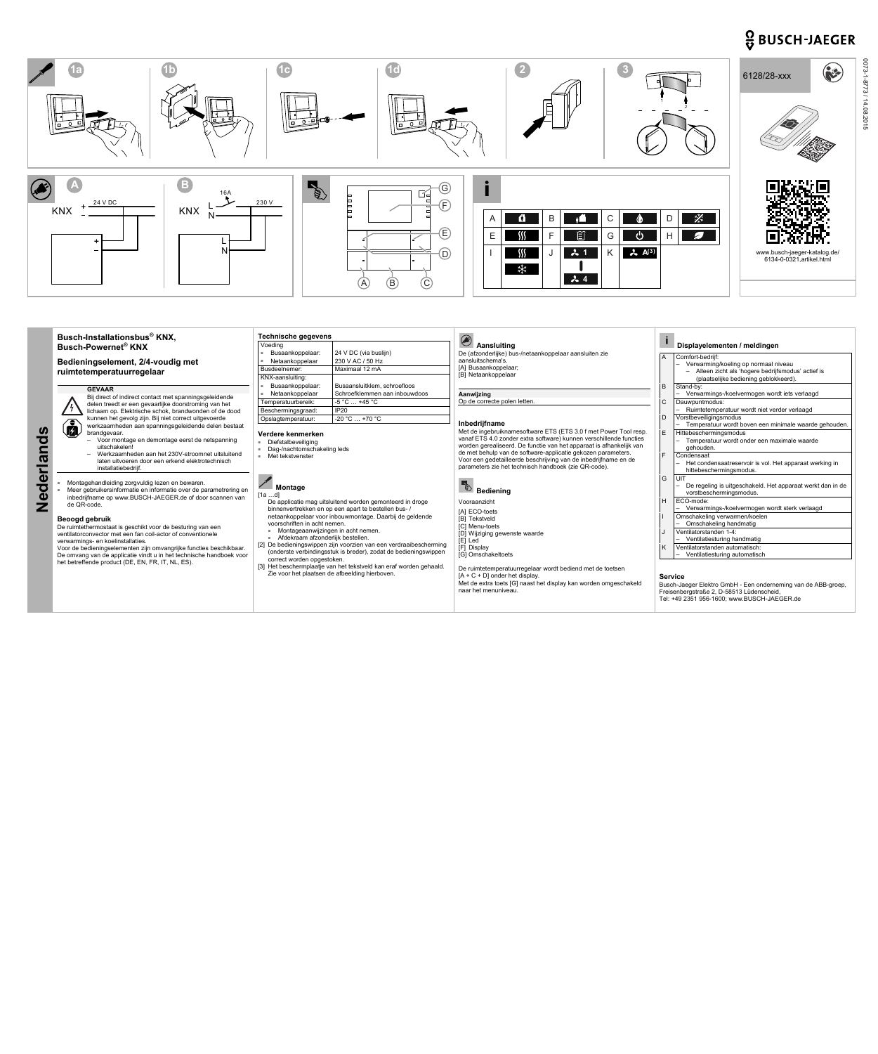# Nederlands

## Busch-Installationsbus® KNX, Busch-Powernet® KNX

## Bedieningselement, 2/4-voudig met ruimtetemperatuurregelaar

**GEVAAR**

Bij direct of indirect contact met spanningsgeleidende delen treedt er een gevaarlijke doorstroming van het lichaam op. Elektrische schok, brandwonden of de dood kunnen het gevolg zijn. Bij niet correct uitgevoerde werkzaamheden aan spanningsgeleidende delen bestaat brandgevaar.

- Voor montage en demontage eerst de netspanning uitschakelen!
- Werkzaamheden aan het 230V-stroomnet uitsluitend laten uitvoeren door een erkend elektrotechnisch installatiebedrijf.

- Montagehandleiding zorgvuldig lezen en bewaren.
- Meer gebruikersinformatie en informatie over de parametrering en inbedrijfname op www.BUSCH-JAEGER.de of door scannen van de QR-code.

### Beoogd gebruik

De ruimtethermostaat is geschikt voor de besturing van een ventilatorconvector met een fan coil-actor of conventionele verwarmings- en koelinstallaties.
Voor de bedieningselementen zijn omvangrijke functies beschikbaar. De omvang van de applicatie vindt u in het technische handboek voor het betreffende product (DE, EN, FR, IT, NL, ES).

### Technische gegevens

| | |
|---|---|
| Voeding | |
| ▪ Busaankoppelaar: | 24 V DC (via buslijn) |
| ▪ Netaankoppelaar | 230 V AC / 50 Hz |
| Busdeelnemer: | Maximaal 12 mA |
| KNX-aansluiting: | |
| ▪ Busaankoppelaar: | Busaansluitklem, schroefloos |
| ▪ Netaankoppelaar | Schroefklemmen aan inbouwdoos |
| Temperatuurbereik: | -5 °C … +45 °C |
| Beschermingsgraad: | IP20 |
| Opslagtemperatuur: | -20 °C … +70 °C |

### Verdere kenmerken

- Diefstalbeveiliging
- Dag-/nachtomschakeling leds
- Met tekstvenster

### Montage

[1a …d]
De applicatie mag uitsluitend worden gemonteerd in droge binnenvertrekken en op een apart te bestellen bus- / netaankoppelaar voor inbouwmontage. Daarbij de geldende voorschriften in acht nemen.

- Montageaanwijzingen in acht nemen.
- Afdekraam afzonderlijk bestellen.

[2] De bedieningswippen zijn voorzien van een verdraaibescherming (onderste verbindingsstuk is breder), zodat de bedieningswippen correct worden opgestoken.
[3] Het beschermplaatje van het tekstveld kan eraf worden gehaald. Zie voor het plaatsen de afbeelding hierboven.

### Aansluiting

De (afzonderlijke) bus-/netaankoppelaar aansluiten zie aansluitschema's.
[A] Busaankoppelaar;
[B] Netaankoppelaar

**Aanwijzing**
Op de correcte polen letten.

### Inbedrijfname

Met de ingebruiknamesoftware ETS (ETS 3.0 f met Power Tool resp. vanaf ETS 4.0 zonder extra software) kunnen verschillende functies worden gerealiseerd. De functie van het apparaat is afhankelijk van de met behulp van de software-applicatie gekozen parameters.
Voor een gedetailleerde beschrijving van de inbedrijfname en de parameters zie het technisch handboek (zie QR-code).

### Bediening

Vooraanzicht

[A] ECO-toets
[B] Tekstveld
[C] Menu-toets
[D] Wijziging gewenste waarde
[E] Led
[F] Display
[G] Omschakeltoets

De ruimtetemperatuurregelaar wordt bediend met de toetsen [A + C + D] onder het display.
Met de extra toets [G] naast het display kan worden omgeschakeld naar het menuniveau.

### Displayelementen / meldingen

| | |
|---|---|
| A | Comfort-bedrijf:<br>– Verwarming/koeling op normaal niveau<br>– Alleen zicht als 'hogere bedrijfsmodus' actief is (plaatselijke bediening geblokkeerd). |
| B | Stand-by:<br>– Verwarmings-/koelvermogen wordt iets verlaagd |
| C | Dauwpuntmodus:<br>– Ruimtetemperatuur wordt niet verder verlaagd |
| D | Vorstbeveiligingsmodus<br>– Temperatuur wordt boven een minimale waarde gehouden. |
| E | Hittebeschermingsmodus<br>– Temperatuur wordt onder een maximale waarde gehouden. |
| F | Condensaat<br>– Het condensaatreservoir is vol. Het apparaat werking in hittebeschermingsmodus. |
| G | UIT<br>– De regeling is uitgeschakeld. Het apparaat werkt dan in de vorstbeschermingsmodus. |
| H | ECO-mode:<br>– Verwarmings-/koelvermogen wordt sterk verlaagd |
| I | Omschakeling verwarmen/koelen<br>– Omschakeling handmatig |
| J | Ventilatorstanden 1-4:<br>– Ventilatiesturing handmatig |
| K | Ventilatorstanden automatisch:<br>– Ventilatiesturing automatisch |

### Service

Busch-Jaeger Elektro GmbH - Een onderneming van de ABB-groep,
Freisenbergstraße 2, D-58513 Lüdenscheid,
Tel: +49 2351 956-1600; www.BUSCH-JAEGER.de